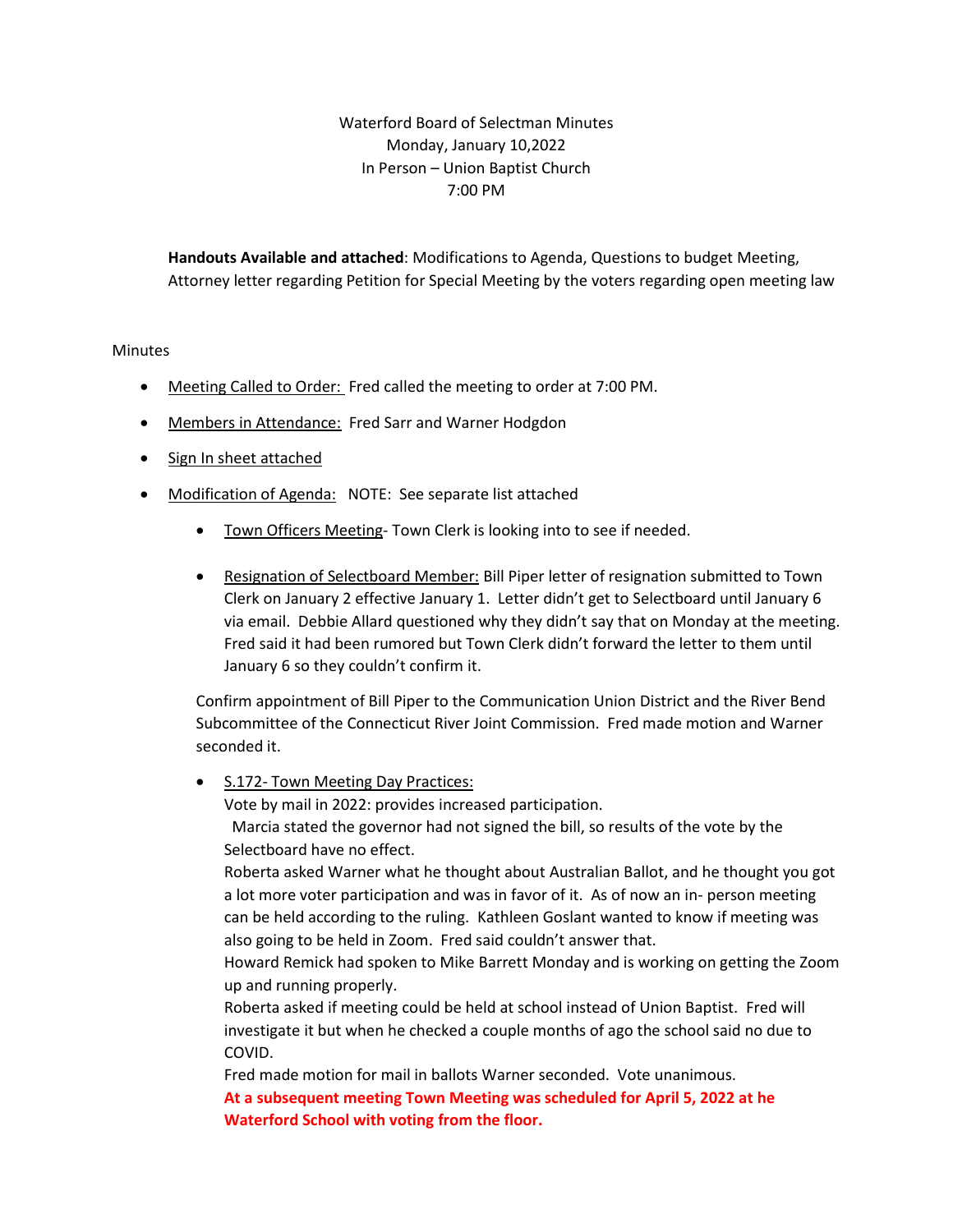Waterford Board of Selectman Minutes
Monday, January 10,2022
In Person – Union Baptist Church
7:00 PM

**Handouts Available and attached**: Modifications to Agenda, Questions to budget Meeting, Attorney letter regarding Petition for Special Meeting by the voters regarding open meeting law

Minutes

- Meeting Called to Order: Fred called the meeting to order at 7:00 PM.
- Members in Attendance: Fred Sarr and Warner Hodgdon
- Sign In sheet attached
- Modification of Agenda: NOTE: See separate list attached
    - Town Officers Meeting- Town Clerk is looking into to see if needed.
    - Resignation of Selectboard Member: Bill Piper letter of resignation submitted to Town Clerk on January 2 effective January 1. Letter didn't get to Selectboard until January 6 via email. Debbie Allard questioned why they didn't say that on Monday at the meeting. Fred said it had been rumored but Town Clerk didn't forward the letter to them until January 6 so they couldn't confirm it.

    Confirm appointment of Bill Piper to the Communication Union District and the River Bend Subcommittee of the Connecticut River Joint Commission. Fred made motion and Warner seconded it.

    - S.172- Town Meeting Day Practices:
      Vote by mail in 2022: provides increased participation.
      Marcia stated the governor had not signed the bill, so results of the vote by the Selectboard have no effect.
      Roberta asked Warner what he thought about Australian Ballot, and he thought you got a lot more voter participation and was in favor of it. As of now an in- person meeting can be held according to the ruling. Kathleen Goslant wanted to know if meeting was also going to be held in Zoom. Fred said couldn't answer that.
      Howard Remick had spoken to Mike Barrett Monday and is working on getting the Zoom up and running properly.
      Roberta asked if meeting could be held at school instead of Union Baptist. Fred will investigate it but when he checked a couple months of ago the school said no due to COVID.
      Fred made motion for mail in ballots Warner seconded. Vote unanimous.
      **At a subsequent meeting Town Meeting was scheduled for April 5, 2022 at he Waterford School with voting from the floor.**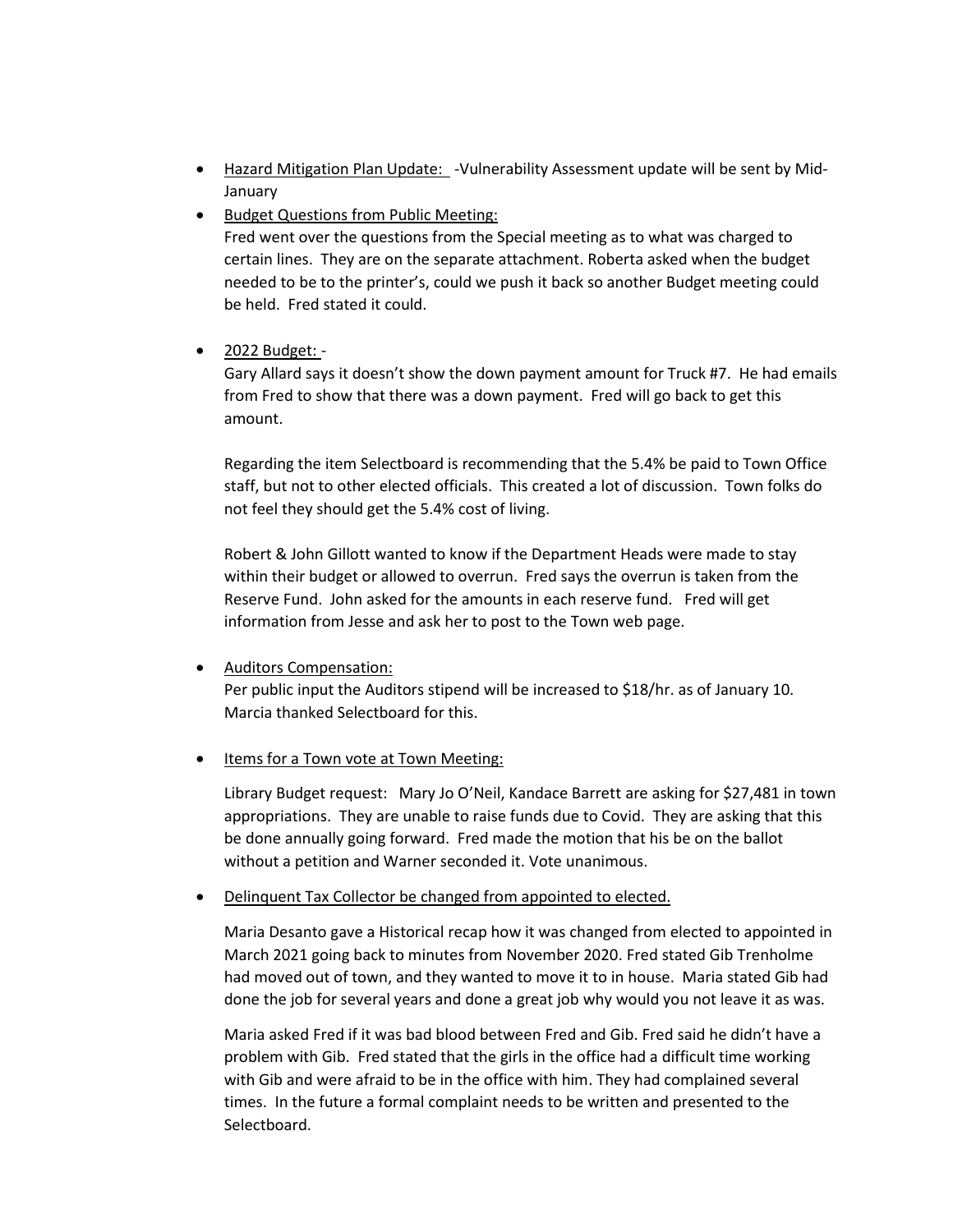- <u>Hazard Mitigation Plan Update:</u> -Vulnerability Assessment update will be sent by Mid-January
- <u>Budget Questions from Public Meeting:</u>
  Fred went over the questions from the Special meeting as to what was charged to certain lines. They are on the separate attachment. Roberta asked when the budget needed to be to the printer's, could we push it back so another Budget meeting could be held. Fred stated it could.

- <u>2022 Budget:</u> -
  Gary Allard says it doesn't show the down payment amount for Truck #7. He had emails from Fred to show that there was a down payment. Fred will go back to get this amount.

  Regarding the item Selectboard is recommending that the 5.4% be paid to Town Office staff, but not to other elected officials. This created a lot of discussion. Town folks do not feel they should get the 5.4% cost of living.

  Robert & John Gillott wanted to know if the Department Heads were made to stay within their budget or allowed to overrun. Fred says the overrun is taken from the Reserve Fund. John asked for the amounts in each reserve fund. Fred will get information from Jesse and ask her to post to the Town web page.

- <u>Auditors Compensation:</u>
  Per public input the Auditors stipend will be increased to $18/hr. as of January 10. Marcia thanked Selectboard for this.

- <u>Items for a Town vote at Town Meeting:</u>

  Library Budget request: Mary Jo O'Neil, Kandace Barrett are asking for $27,481 in town appropriations. They are unable to raise funds due to Covid. They are asking that this be done annually going forward. Fred made the motion that his be on the ballot without a petition and Warner seconded it. Vote unanimous.

- <u>Delinquent Tax Collector be changed from appointed to elected.</u>

  Maria Desanto gave a Historical recap how it was changed from elected to appointed in March 2021 going back to minutes from November 2020. Fred stated Gib Trenholme had moved out of town, and they wanted to move it to in house. Maria stated Gib had done the job for several years and done a great job why would you not leave it as was.

  Maria asked Fred if it was bad blood between Fred and Gib. Fred said he didn't have a problem with Gib. Fred stated that the girls in the office had a difficult time working with Gib and were afraid to be in the office with him. They had complained several times. In the future a formal complaint needs to be written and presented to the Selectboard.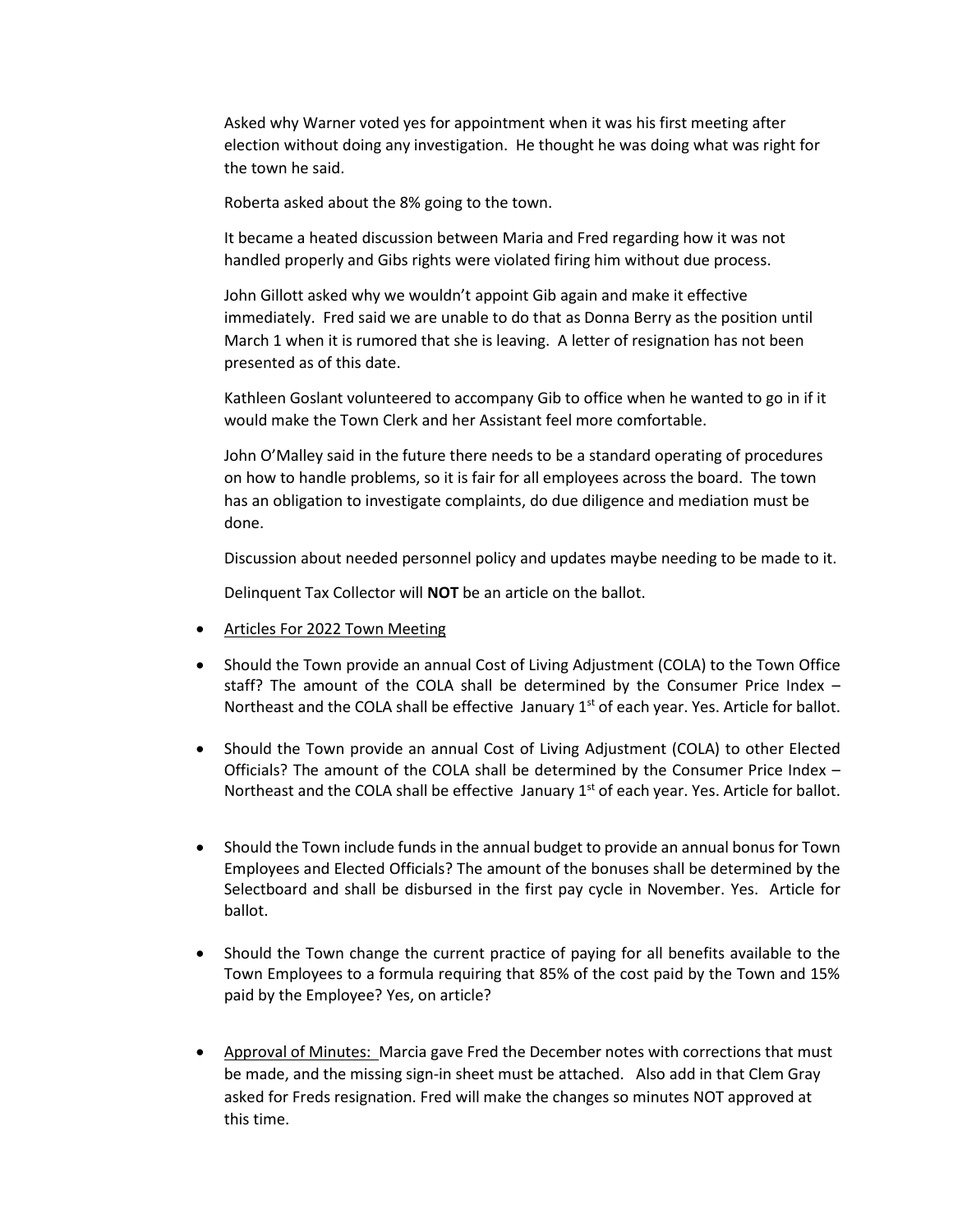Asked why Warner voted yes for appointment when it was his first meeting after election without doing any investigation. He thought he was doing what was right for the town he said.

Roberta asked about the 8% going to the town.

It became a heated discussion between Maria and Fred regarding how it was not handled properly and Gibs rights were violated firing him without due process.

John Gillott asked why we wouldn't appoint Gib again and make it effective immediately. Fred said we are unable to do that as Donna Berry as the position until March 1 when it is rumored that she is leaving. A letter of resignation has not been presented as of this date.

Kathleen Goslant volunteered to accompany Gib to office when he wanted to go in if it would make the Town Clerk and her Assistant feel more comfortable.

John O'Malley said in the future there needs to be a standard operating of procedures on how to handle problems, so it is fair for all employees across the board. The town has an obligation to investigate complaints, do due diligence and mediation must be done.

Discussion about needed personnel policy and updates maybe needing to be made to it.

Delinquent Tax Collector will **NOT** be an article on the ballot.

- Articles For 2022 Town Meeting
- Should the Town provide an annual Cost of Living Adjustment (COLA) to the Town Office staff? The amount of the COLA shall be determined by the Consumer Price Index – Northeast and the COLA shall be effective January 1st of each year. Yes. Article for ballot.
- Should the Town provide an annual Cost of Living Adjustment (COLA) to other Elected Officials? The amount of the COLA shall be determined by the Consumer Price Index – Northeast and the COLA shall be effective January 1st of each year. Yes. Article for ballot.
- Should the Town include funds in the annual budget to provide an annual bonus for Town Employees and Elected Officials? The amount of the bonuses shall be determined by the Selectboard and shall be disbursed in the first pay cycle in November. Yes. Article for ballot.
- Should the Town change the current practice of paying for all benefits available to the Town Employees to a formula requiring that 85% of the cost paid by the Town and 15% paid by the Employee? Yes, on article?
- Approval of Minutes: Marcia gave Fred the December notes with corrections that must be made, and the missing sign-in sheet must be attached. Also add in that Clem Gray asked for Freds resignation. Fred will make the changes so minutes NOT approved at this time.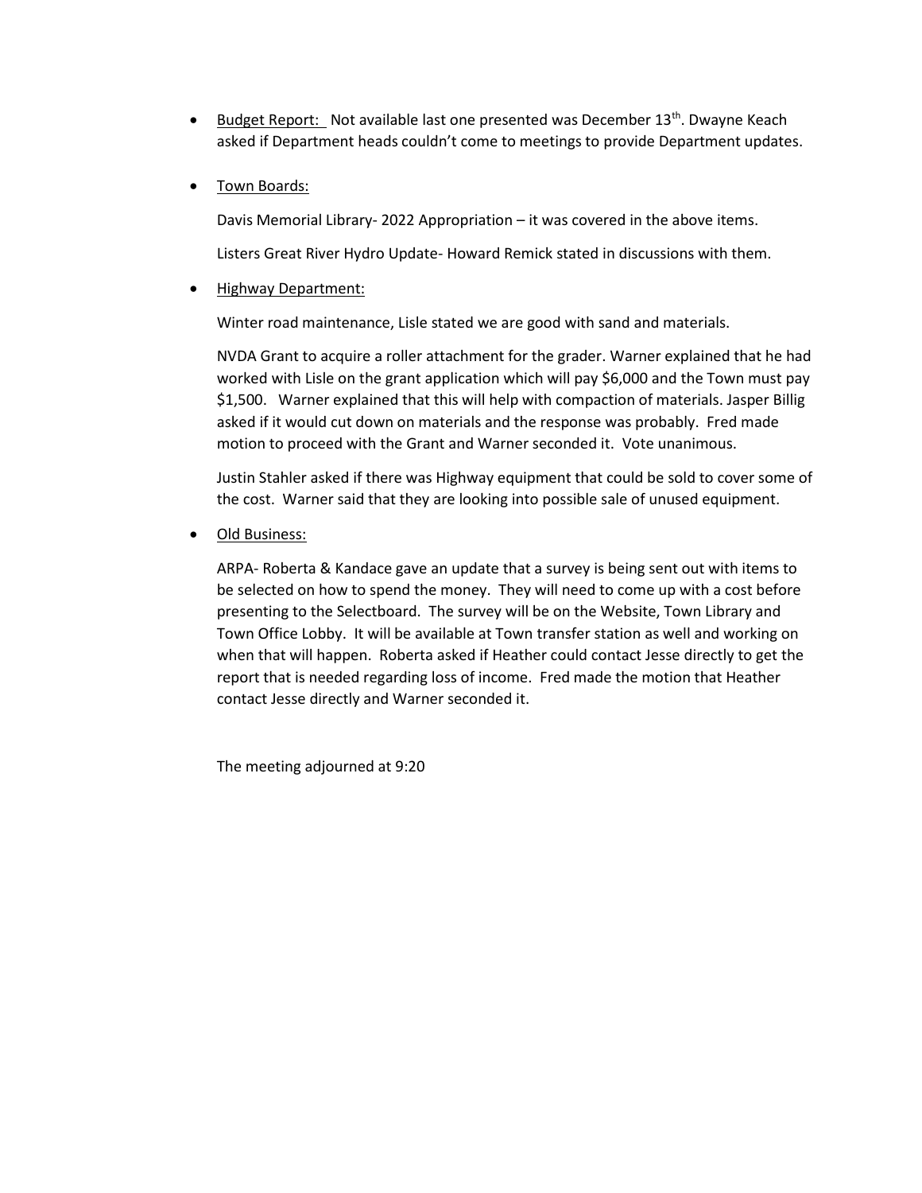- <u>Budget Report:</u> Not available last one presented was December 13th. Dwayne Keach asked if Department heads couldn't come to meetings to provide Department updates.

- <u>Town Boards:</u>

  Davis Memorial Library- 2022 Appropriation – it was covered in the above items.

  Listers Great River Hydro Update- Howard Remick stated in discussions with them.

- <u>Highway Department:</u>

  Winter road maintenance, Lisle stated we are good with sand and materials.

  NVDA Grant to acquire a roller attachment for the grader. Warner explained that he had worked with Lisle on the grant application which will pay $6,000 and the Town must pay $1,500. Warner explained that this will help with compaction of materials. Jasper Billig asked if it would cut down on materials and the response was probably. Fred made motion to proceed with the Grant and Warner seconded it. Vote unanimous.

  Justin Stahler asked if there was Highway equipment that could be sold to cover some of the cost. Warner said that they are looking into possible sale of unused equipment.

- <u>Old Business:</u>

  ARPA- Roberta & Kandace gave an update that a survey is being sent out with items to be selected on how to spend the money. They will need to come up with a cost before presenting to the Selectboard. The survey will be on the Website, Town Library and Town Office Lobby. It will be available at Town transfer station as well and working on when that will happen. Roberta asked if Heather could contact Jesse directly to get the report that is needed regarding loss of income. Fred made the motion that Heather contact Jesse directly and Warner seconded it.

The meeting adjourned at 9:20